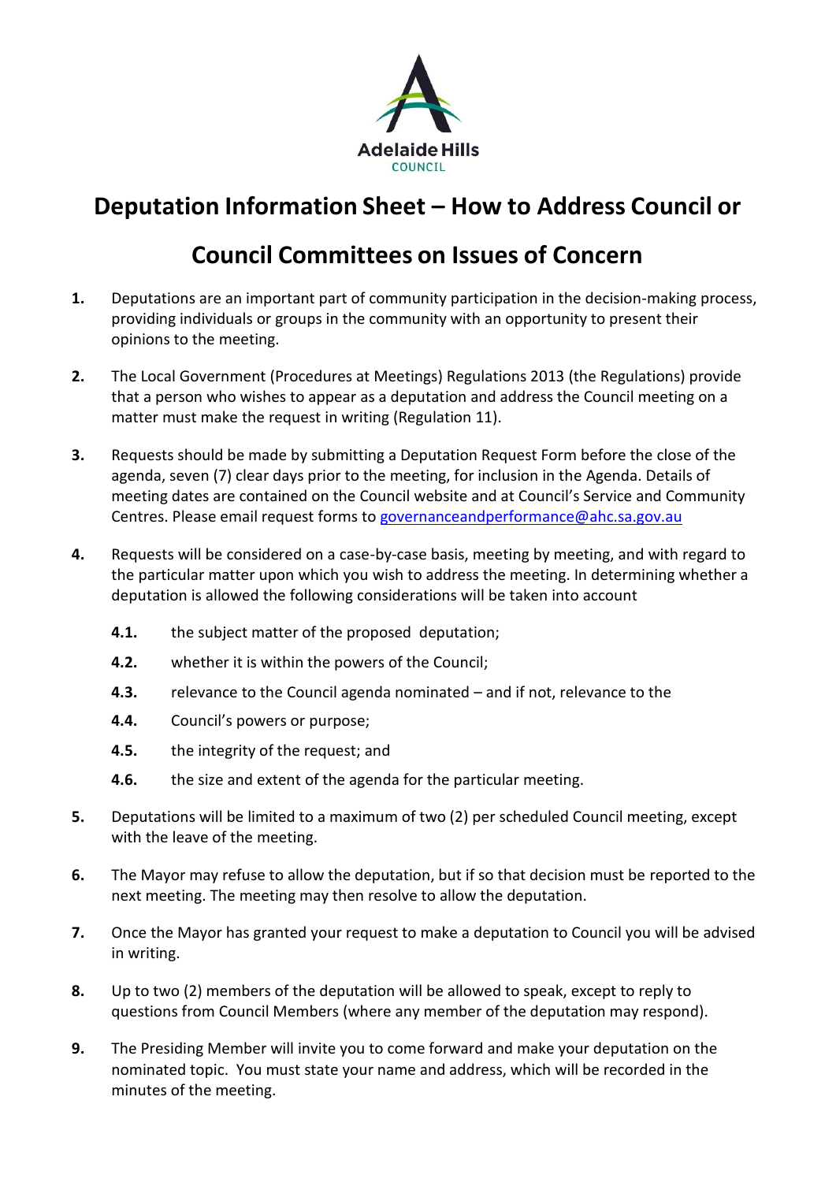Adelaide Hills
COUNCIL

# Deputation Information Sheet – How to Address Council or Council Committees on Issues of Concern

**1.** Deputations are an important part of community participation in the decision-making process, providing individuals or groups in the community with an opportunity to present their opinions to the meeting.

**2.** The Local Government (Procedures at Meetings) Regulations 2013 (the Regulations) provide that a person who wishes to appear as a deputation and address the Council meeting on a matter must make the request in writing (Regulation 11).

**3.** Requests should be made by submitting a Deputation Request Form before the close of the agenda, seven (7) clear days prior to the meeting, for inclusion in the Agenda. Details of meeting dates are contained on the Council website and at Council's Service and Community Centres. Please email request forms to governanceandperformance@ahc.sa.gov.au

**4.** Requests will be considered on a case-by-case basis, meeting by meeting, and with regard to the particular matter upon which you wish to address the meeting. In determining whether a deputation is allowed the following considerations will be taken into account

- **4.1.** the subject matter of the proposed deputation;
- **4.2.** whether it is within the powers of the Council;
- **4.3.** relevance to the Council agenda nominated – and if not, relevance to the
- **4.4.** Council's powers or purpose;
- **4.5.** the integrity of the request; and
- **4.6.** the size and extent of the agenda for the particular meeting.

**5.** Deputations will be limited to a maximum of two (2) per scheduled Council meeting, except with the leave of the meeting.

**6.** The Mayor may refuse to allow the deputation, but if so that decision must be reported to the next meeting. The meeting may then resolve to allow the deputation.

**7.** Once the Mayor has granted your request to make a deputation to Council you will be advised in writing.

**8.** Up to two (2) members of the deputation will be allowed to speak, except to reply to questions from Council Members (where any member of the deputation may respond).

**9.** The Presiding Member will invite you to come forward and make your deputation on the nominated topic. You must state your name and address, which will be recorded in the minutes of the meeting.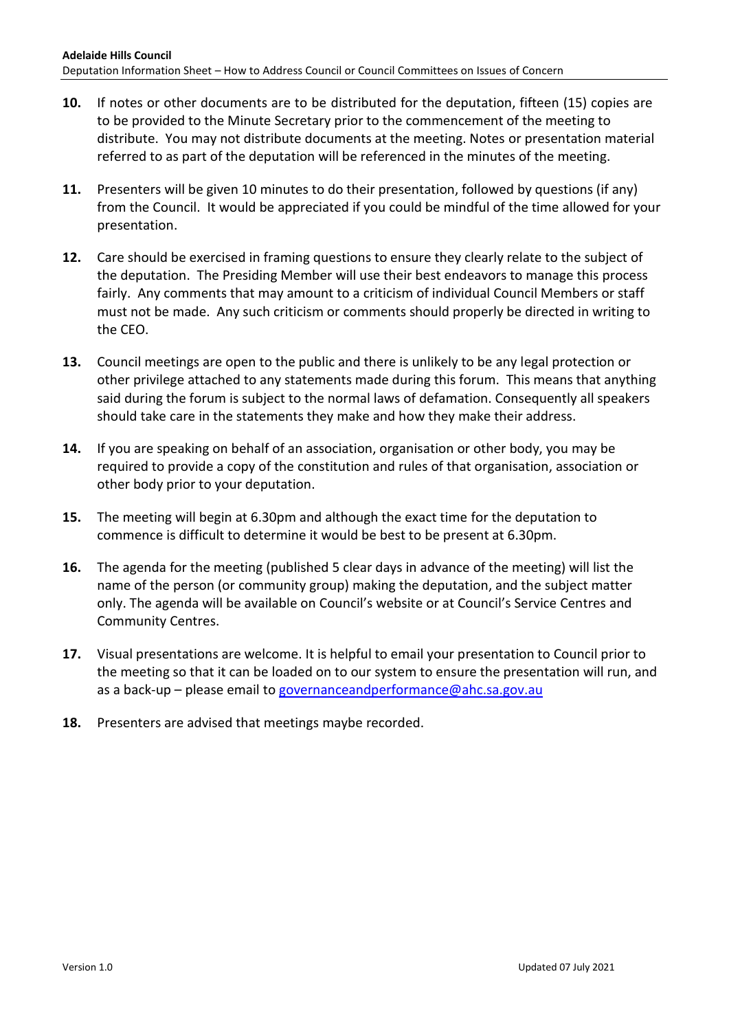10. If notes or other documents are to be distributed for the deputation, fifteen (15) copies are to be provided to the Minute Secretary prior to the commencement of the meeting to distribute. You may not distribute documents at the meeting. Notes or presentation material referred to as part of the deputation will be referenced in the minutes of the meeting.

11. Presenters will be given 10 minutes to do their presentation, followed by questions (if any) from the Council. It would be appreciated if you could be mindful of the time allowed for your presentation.

12. Care should be exercised in framing questions to ensure they clearly relate to the subject of the deputation. The Presiding Member will use their best endeavors to manage this process fairly. Any comments that may amount to a criticism of individual Council Members or staff must not be made. Any such criticism or comments should properly be directed in writing to the CEO.

13. Council meetings are open to the public and there is unlikely to be any legal protection or other privilege attached to any statements made during this forum. This means that anything said during the forum is subject to the normal laws of defamation. Consequently all speakers should take care in the statements they make and how they make their address.

14. If you are speaking on behalf of an association, organisation or other body, you may be required to provide a copy of the constitution and rules of that organisation, association or other body prior to your deputation.

15. The meeting will begin at 6.30pm and although the exact time for the deputation to commence is difficult to determine it would be best to be present at 6.30pm.

16. The agenda for the meeting (published 5 clear days in advance of the meeting) will list the name of the person (or community group) making the deputation, and the subject matter only. The agenda will be available on Council's website or at Council's Service Centres and Community Centres.

17. Visual presentations are welcome. It is helpful to email your presentation to Council prior to the meeting so that it can be loaded on to our system to ensure the presentation will run, and as a back-up – please email to [governanceandperformance@ahc.sa.gov.au](mailto:governanceandperformance@ahc.sa.gov.au)

18. Presenters are advised that meetings maybe recorded.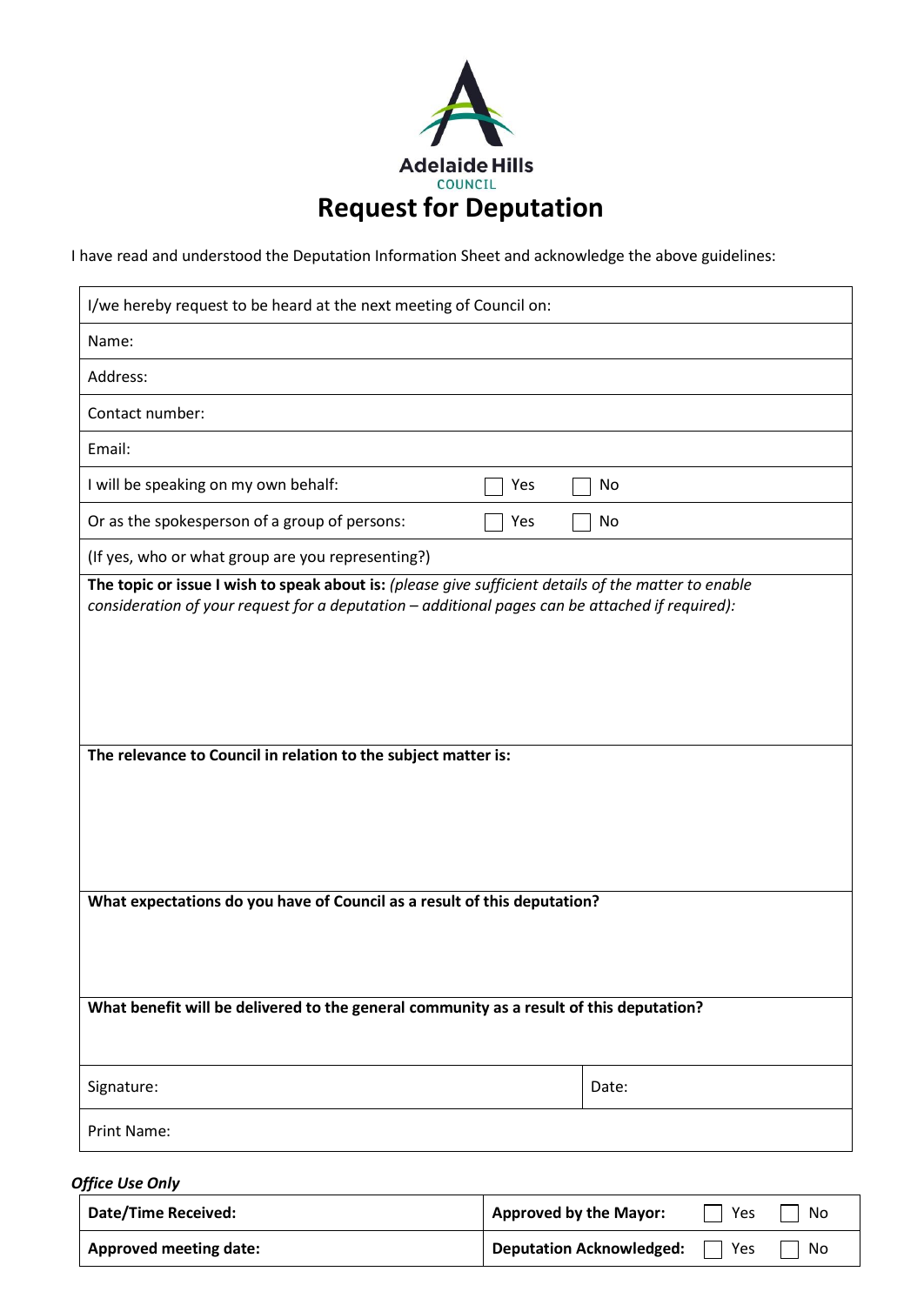Adelaide Hills
COUNCIL

# Request for Deputation

I have read and understood the Deputation Information Sheet and acknowledge the above guidelines:

| | |
|---|---|
| I/we hereby request to be heard at the next meeting of Council on: | |
| Name: | |
| Address: | |
| Contact number: | |
| Email: | |
| I will be speaking on my own behalf: | ☐ Yes ☐ No |
| Or as the spokesperson of a group of persons: | ☐ Yes ☐ No |
| (If yes, who or what group are you representing?) | |
| **The topic or issue I wish to speak about is:** *(please give sufficient details of the matter to enable consideration of your request for a deputation – additional pages can be attached if required):* | |
| **The relevance to Council in relation to the subject matter is:** | |
| **What expectations do you have of Council as a result of this deputation?** | |
| **What benefit will be delivered to the general community as a result of this deputation?** | |
| Signature: | Date: |
| Print Name: | |

***Office Use Only***

| | |
|---|---|
| **Date/Time Received:** | **Approved by the Mayor:** ☐ Yes ☐ No |
| **Approved meeting date:** | **Deputation Acknowledged:** ☐ Yes ☐ No |